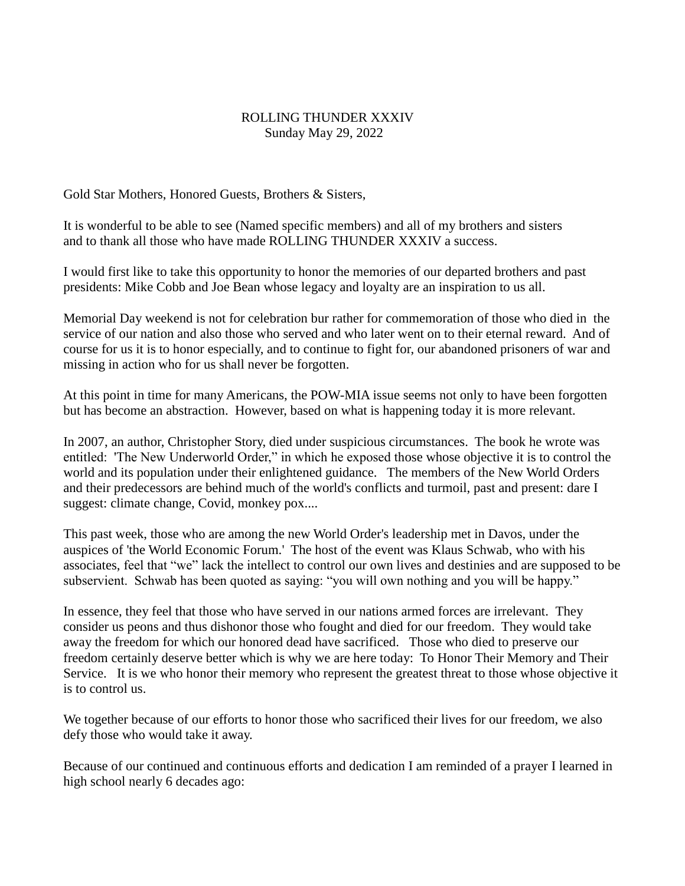ROLLING THUNDER XXXIV
Sunday May 29, 2022

Gold Star Mothers, Honored Guests, Brothers & Sisters,

It is wonderful to be able to see (Named specific members) and all of my brothers and sisters and to thank all those who have made ROLLING THUNDER XXXIV a success.

I would first like to take this opportunity to honor the memories of our departed brothers and past presidents: Mike Cobb and Joe Bean whose legacy and loyalty are an inspiration to us all.

Memorial Day weekend is not for celebration bur rather for commemoration of those who died in the service of our nation and also those who served and who later went on to their eternal reward. And of course for us it is to honor especially, and to continue to fight for, our abandoned prisoners of war and missing in action who for us shall never be forgotten.

At this point in time for many Americans, the POW-MIA issue seems not only to have been forgotten but has become an abstraction. However, based on what is happening today it is more relevant.

In 2007, an author, Christopher Story, died under suspicious circumstances. The book he wrote was entitled: 'The New Underworld Order," in which he exposed those whose objective it is to control the world and its population under their enlightened guidance. The members of the New World Orders and their predecessors are behind much of the world's conflicts and turmoil, past and present: dare I suggest: climate change, Covid, monkey pox....

This past week, those who are among the new World Order's leadership met in Davos, under the auspices of 'the World Economic Forum.' The host of the event was Klaus Schwab, who with his associates, feel that "we" lack the intellect to control our own lives and destinies and are supposed to be subservient. Schwab has been quoted as saying: "you will own nothing and you will be happy."

In essence, they feel that those who have served in our nations armed forces are irrelevant. They consider us peons and thus dishonor those who fought and died for our freedom. They would take away the freedom for which our honored dead have sacrificed. Those who died to preserve our freedom certainly deserve better which is why we are here today: To Honor Their Memory and Their Service. It is we who honor their memory who represent the greatest threat to those whose objective it is to control us.

We together because of our efforts to honor those who sacrificed their lives for our freedom, we also defy those who would take it away.

Because of our continued and continuous efforts and dedication I am reminded of a prayer I learned in high school nearly 6 decades ago: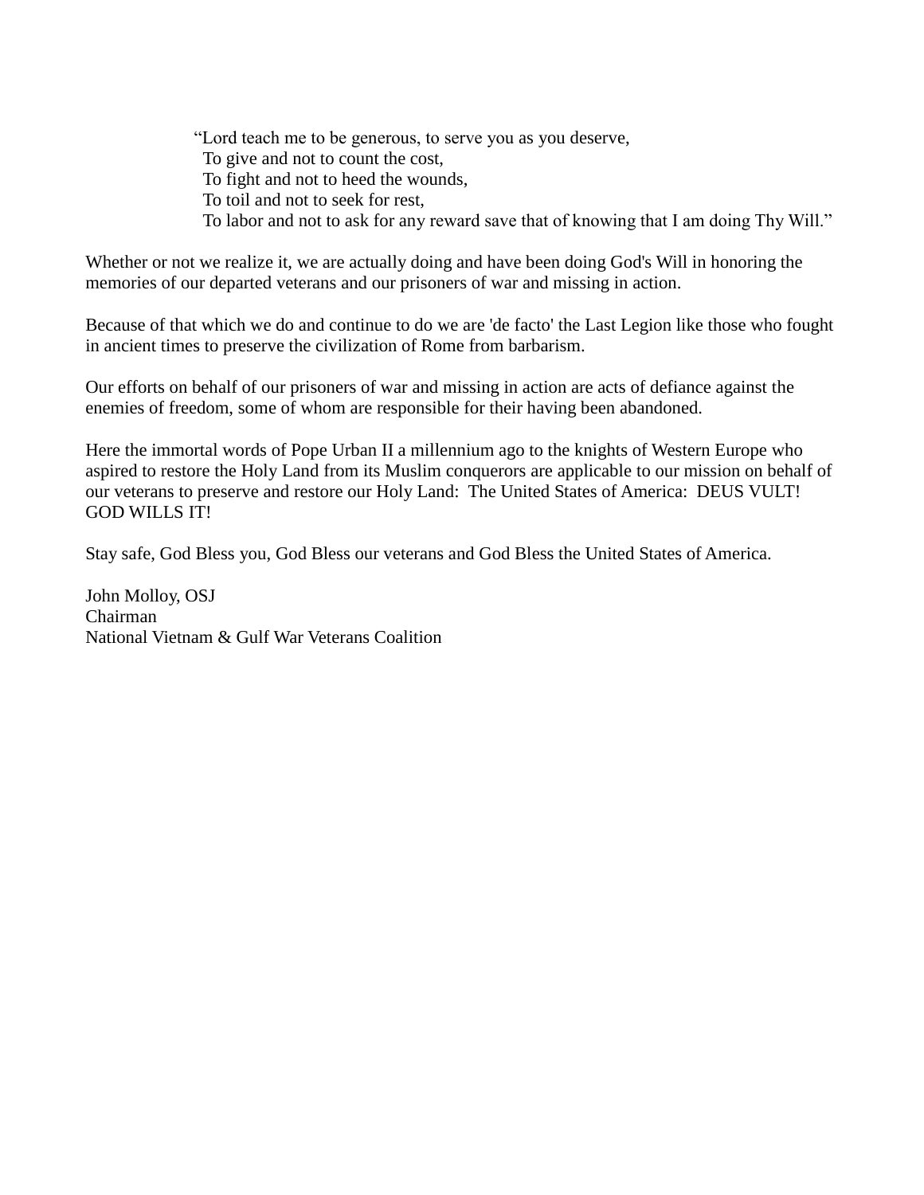> "Lord teach me to be generous, to serve you as you deserve,
> To give and not to count the cost,
> To fight and not to heed the wounds,
> To toil and not to seek for rest,
> To labor and not to ask for any reward save that of knowing that I am doing Thy Will."

Whether or not we realize it, we are actually doing and have been doing God's Will in honoring the memories of our departed veterans and our prisoners of war and missing in action.

Because of that which we do and continue to do we are 'de facto' the Last Legion like those who fought in ancient times to preserve the civilization of Rome from barbarism.

Our efforts on behalf of our prisoners of war and missing in action are acts of defiance against the enemies of freedom, some of whom are responsible for their having been abandoned.

Here the immortal words of Pope Urban II a millennium ago to the knights of Western Europe who aspired to restore the Holy Land from its Muslim conquerors are applicable to our mission on behalf of our veterans to preserve and restore our Holy Land: The United States of America: DEUS VULT! GOD WILLS IT!

Stay safe, God Bless you, God Bless our veterans and God Bless the United States of America.

John Molloy, OSJ
Chairman
National Vietnam & Gulf War Veterans Coalition